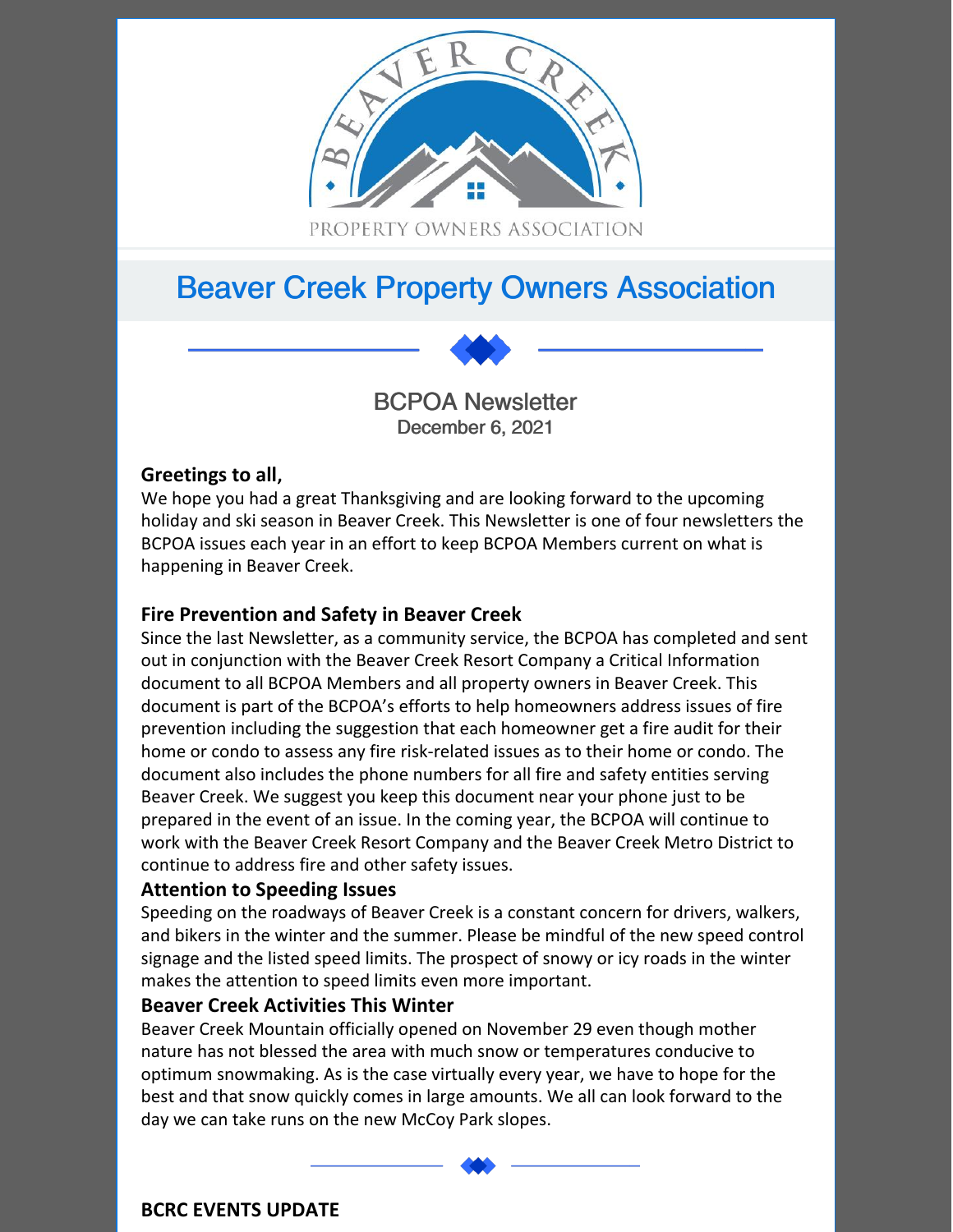# Beaver Creek Property Owners Association

## BCPOA Newsletter

December 6, 2021

**Greetings to all,**

We hope you had a great Thanksgiving and are looking forward to the upcoming holiday and ski season in Beaver Creek. This Newsletter is one of four newsletters the BCPOA issues each year in an effort to keep BCPOA Members current on what is happening in Beaver Creek.

### Fire Prevention and Safety in Beaver Creek

Since the last Newsletter, as a community service, the BCPOA has completed and sent out in conjunction with the Beaver Creek Resort Company a Critical Information document to all BCPOA Members and all property owners in Beaver Creek. This document is part of the BCPOA's efforts to help homeowners address issues of fire prevention including the suggestion that each homeowner get a fire audit for their home or condo to assess any fire risk-related issues as to their home or condo. The document also includes the phone numbers for all fire and safety entities serving Beaver Creek. We suggest you keep this document near your phone just to be prepared in the event of an issue. In the coming year, the BCPOA will continue to work with the Beaver Creek Resort Company and the Beaver Creek Metro District to continue to address fire and other safety issues.

### Attention to Speeding Issues

Speeding on the roadways of Beaver Creek is a constant concern for drivers, walkers, and bikers in the winter and the summer. Please be mindful of the new speed control signage and the listed speed limits. The prospect of snowy or icy roads in the winter makes the attention to speed limits even more important.

### Beaver Creek Activities This Winter

Beaver Creek Mountain officially opened on November 29 even though mother nature has not blessed the area with much snow or temperatures conducive to optimum snowmaking. As is the case virtually every year, we have to hope for the best and that snow quickly comes in large amounts. We all can look forward to the day we can take runs on the new McCoy Park slopes.

### BCRC EVENTS UPDATE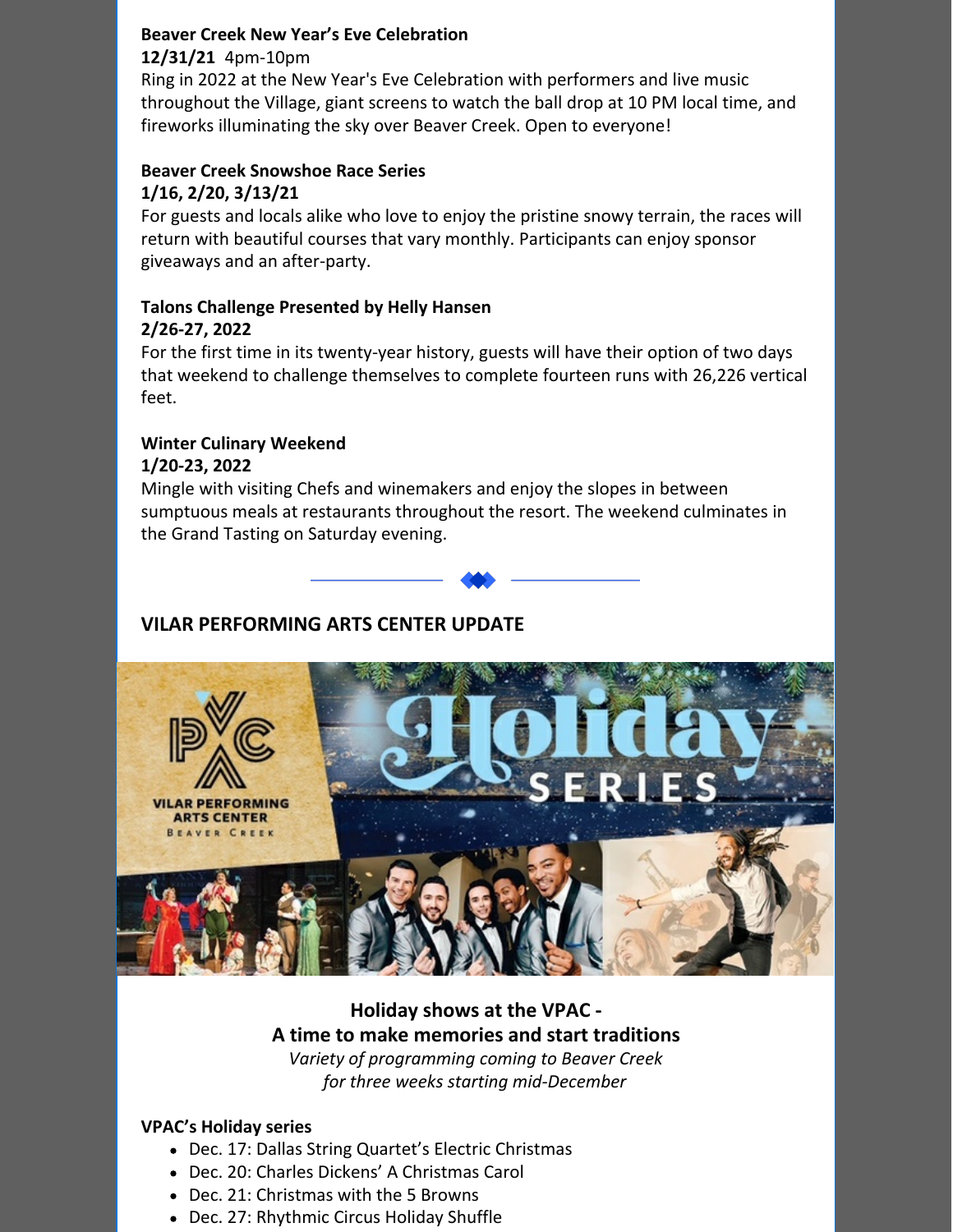**Beaver Creek New Year's Eve Celebration**
**12/31/21** 4pm-10pm
Ring in 2022 at the New Year's Eve Celebration with performers and live music throughout the Village, giant screens to watch the ball drop at 10 PM local time, and fireworks illuminating the sky over Beaver Creek. Open to everyone!

**Beaver Creek Snowshoe Race Series**
**1/16, 2/20, 3/13/21**
For guests and locals alike who love to enjoy the pristine snowy terrain, the races will return with beautiful courses that vary monthly. Participants can enjoy sponsor giveaways and an after-party.

**Talons Challenge Presented by Helly Hansen**
**2/26-27, 2022**
For the first time in its twenty-year history, guests will have their option of two days that weekend to challenge themselves to complete fourteen runs with 26,226 vertical feet.

**Winter Culinary Weekend**
**1/20-23, 2022**
Mingle with visiting Chefs and winemakers and enjoy the slopes in between sumptuous meals at restaurants throughout the resort. The weekend culminates in the Grand Tasting on Saturday evening.

## VILAR PERFORMING ARTS CENTER UPDATE

**Holiday shows at the VPAC -**
**A time to make memories and start traditions**
*Variety of programming coming to Beaver Creek for three weeks starting mid-December*

**VPAC's Holiday series**

- Dec. 17: Dallas String Quartet's Electric Christmas
- Dec. 20: Charles Dickens' A Christmas Carol
- Dec. 21: Christmas with the 5 Browns
- Dec. 27: Rhythmic Circus Holiday Shuffle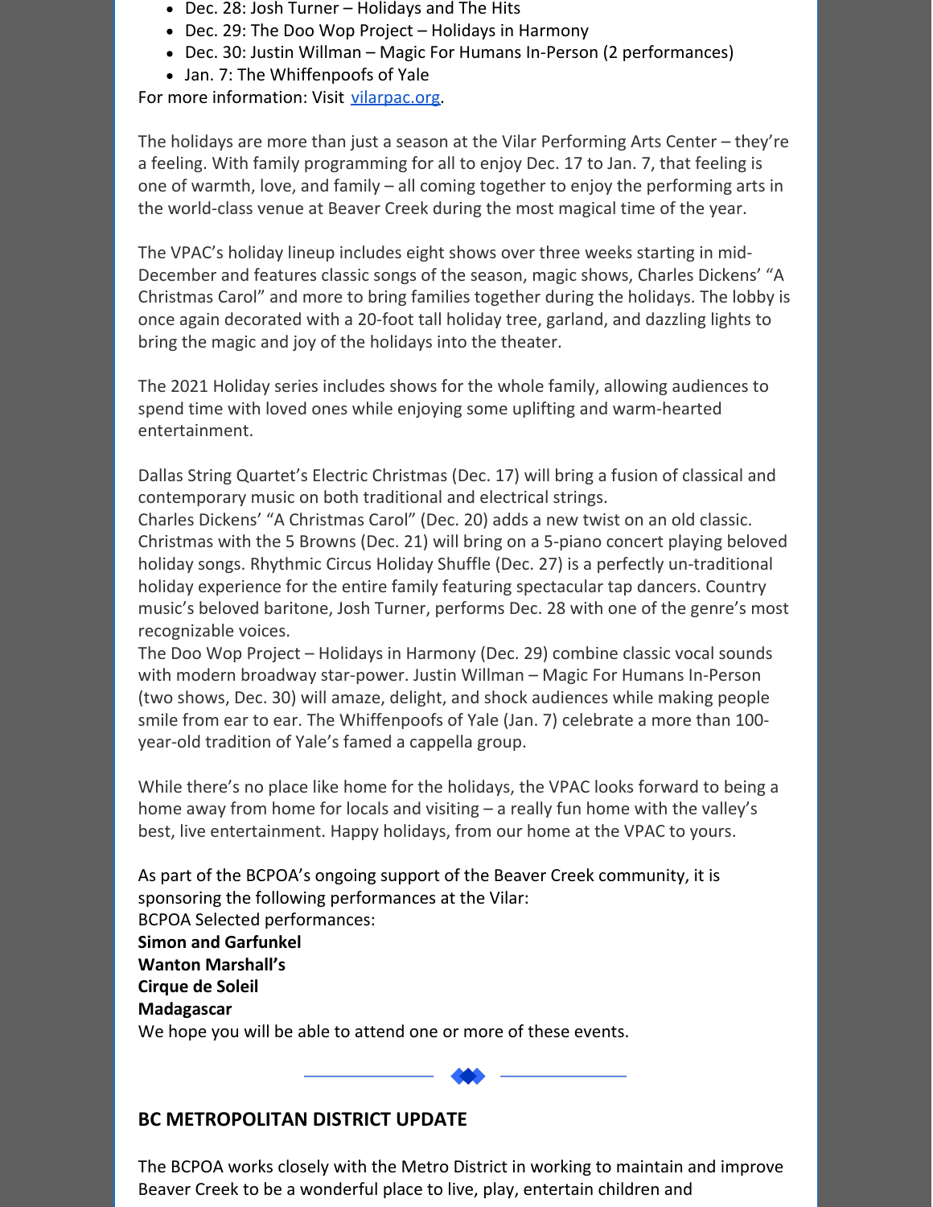- Dec. 28: Josh Turner – Holidays and The Hits
- Dec. 29: The Doo Wop Project – Holidays in Harmony
- Dec. 30: Justin Willman – Magic For Humans In-Person (2 performances)
- Jan. 7: The Whiffenpoofs of Yale

For more information: Visit [vilarpac.org](vilarpac.org).

The holidays are more than just a season at the Vilar Performing Arts Center – they're a feeling. With family programming for all to enjoy Dec. 17 to Jan. 7, that feeling is one of warmth, love, and family – all coming together to enjoy the performing arts in the world-class venue at Beaver Creek during the most magical time of the year.

The VPAC's holiday lineup includes eight shows over three weeks starting in mid-December and features classic songs of the season, magic shows, Charles Dickens' "A Christmas Carol" and more to bring families together during the holidays. The lobby is once again decorated with a 20-foot tall holiday tree, garland, and dazzling lights to bring the magic and joy of the holidays into the theater.

The 2021 Holiday series includes shows for the whole family, allowing audiences to spend time with loved ones while enjoying some uplifting and warm-hearted entertainment.

Dallas String Quartet's Electric Christmas (Dec. 17) will bring a fusion of classical and contemporary music on both traditional and electrical strings.
Charles Dickens' "A Christmas Carol" (Dec. 20) adds a new twist on an old classic. Christmas with the 5 Browns (Dec. 21) will bring on a 5-piano concert playing beloved holiday songs. Rhythmic Circus Holiday Shuffle (Dec. 27) is a perfectly un-traditional holiday experience for the entire family featuring spectacular tap dancers. Country music's beloved baritone, Josh Turner, performs Dec. 28 with one of the genre's most recognizable voices.
The Doo Wop Project – Holidays in Harmony (Dec. 29) combine classic vocal sounds with modern broadway star-power. Justin Willman – Magic For Humans In-Person (two shows, Dec. 30) will amaze, delight, and shock audiences while making people smile from ear to ear. The Whiffenpoofs of Yale (Jan. 7) celebrate a more than 100-year-old tradition of Yale's famed a cappella group.

While there's no place like home for the holidays, the VPAC looks forward to being a home away from home for locals and visiting – a really fun home with the valley's best, live entertainment. Happy holidays, from our home at the VPAC to yours.

As part of the BCPOA's ongoing support of the Beaver Creek community, it is sponsoring the following performances at the Vilar:
BCPOA Selected performances:
**Simon and Garfunkel**
**Wanton Marshall's**
**Cirque de Soleil**
**Madagascar**
We hope you will be able to attend one or more of these events.

## BC METROPOLITAN DISTRICT UPDATE

The BCPOA works closely with the Metro District in working to maintain and improve Beaver Creek to be a wonderful place to live, play, entertain children and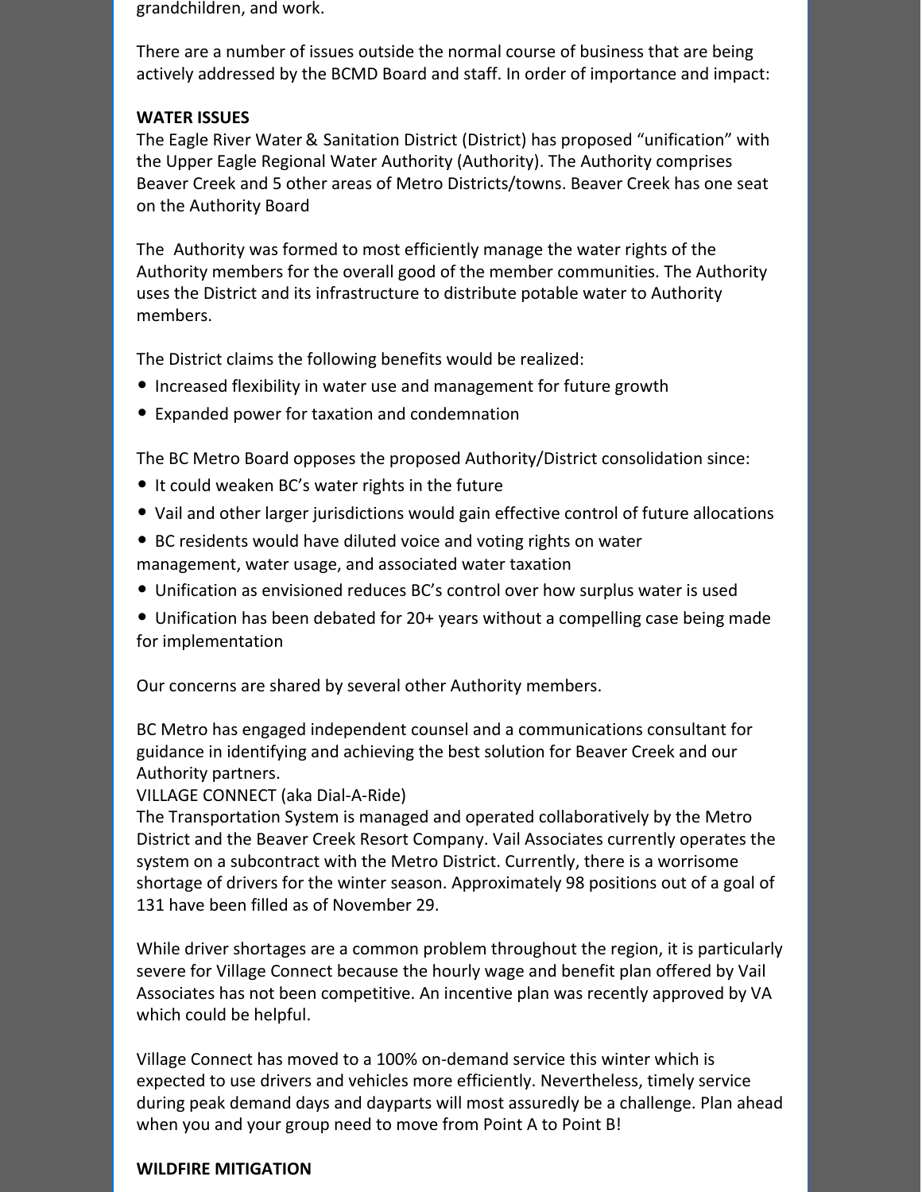grandchildren, and work.

There are a number of issues outside the normal course of business that are being actively addressed by the BCMD Board and staff. In order of importance and impact:

**WATER ISSUES**

The Eagle River Water & Sanitation District (District) has proposed "unification" with the Upper Eagle Regional Water Authority (Authority). The Authority comprises Beaver Creek and 5 other areas of Metro Districts/towns. Beaver Creek has one seat on the Authority Board

The Authority was formed to most efficiently manage the water rights of the Authority members for the overall good of the member communities. The Authority uses the District and its infrastructure to distribute potable water to Authority members.

The District claims the following benefits would be realized:

- Increased flexibility in water use and management for future growth
- Expanded power for taxation and condemnation

The BC Metro Board opposes the proposed Authority/District consolidation since:

- It could weaken BC's water rights in the future
- Vail and other larger jurisdictions would gain effective control of future allocations
- BC residents would have diluted voice and voting rights on water management, water usage, and associated water taxation
- Unification as envisioned reduces BC's control over how surplus water is used
- Unification has been debated for 20+ years without a compelling case being made for implementation

Our concerns are shared by several other Authority members.

BC Metro has engaged independent counsel and a communications consultant for guidance in identifying and achieving the best solution for Beaver Creek and our Authority partners.

VILLAGE CONNECT (aka Dial-A-Ride)

The Transportation System is managed and operated collaboratively by the Metro District and the Beaver Creek Resort Company. Vail Associates currently operates the system on a subcontract with the Metro District. Currently, there is a worrisome shortage of drivers for the winter season. Approximately 98 positions out of a goal of 131 have been filled as of November 29.

While driver shortages are a common problem throughout the region, it is particularly severe for Village Connect because the hourly wage and benefit plan offered by Vail Associates has not been competitive. An incentive plan was recently approved by VA which could be helpful.

Village Connect has moved to a 100% on-demand service this winter which is expected to use drivers and vehicles more efficiently. Nevertheless, timely service during peak demand days and dayparts will most assuredly be a challenge. Plan ahead when you and your group need to move from Point A to Point B!

**WILDFIRE MITIGATION**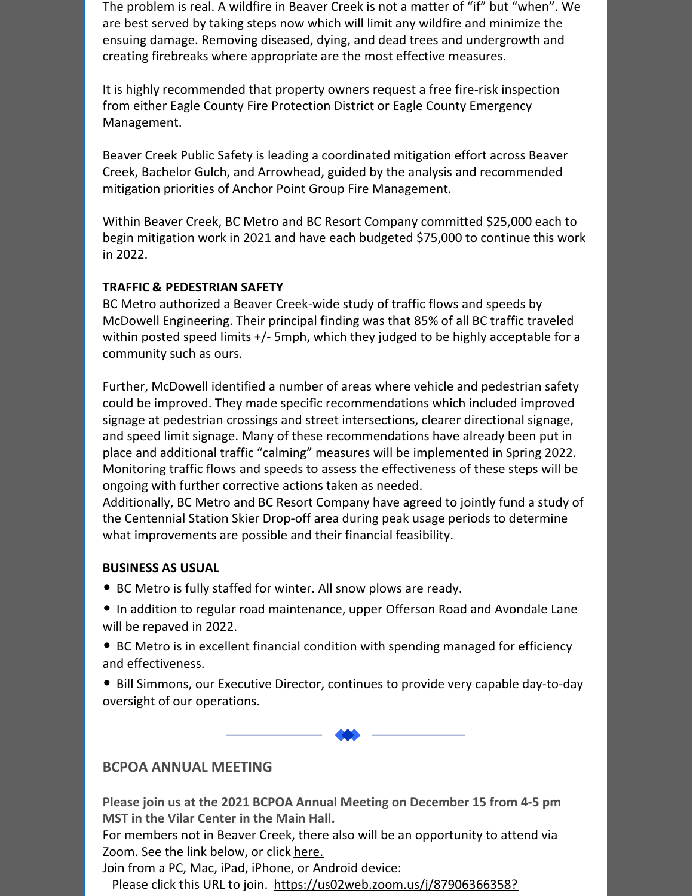The problem is real. A wildfire in Beaver Creek is not a matter of "if" but "when". We are best served by taking steps now which will limit any wildfire and minimize the ensuing damage. Removing diseased, dying, and dead trees and undergrowth and creating firebreaks where appropriate are the most effective measures.

It is highly recommended that property owners request a free fire-risk inspection from either Eagle County Fire Protection District or Eagle County Emergency Management.

Beaver Creek Public Safety is leading a coordinated mitigation effort across Beaver Creek, Bachelor Gulch, and Arrowhead, guided by the analysis and recommended mitigation priorities of Anchor Point Group Fire Management.

Within Beaver Creek, BC Metro and BC Resort Company committed $25,000 each to begin mitigation work in 2021 and have each budgeted $75,000 to continue this work in 2022.

**TRAFFIC & PEDESTRIAN SAFETY**

BC Metro authorized a Beaver Creek-wide study of traffic flows and speeds by McDowell Engineering. Their principal finding was that 85% of all BC traffic traveled within posted speed limits +/- 5mph, which they judged to be highly acceptable for a community such as ours.

Further, McDowell identified a number of areas where vehicle and pedestrian safety could be improved. They made specific recommendations which included improved signage at pedestrian crossings and street intersections, clearer directional signage, and speed limit signage. Many of these recommendations have already been put in place and additional traffic "calming" measures will be implemented in Spring 2022. Monitoring traffic flows and speeds to assess the effectiveness of these steps will be ongoing with further corrective actions taken as needed.

Additionally, BC Metro and BC Resort Company have agreed to jointly fund a study of the Centennial Station Skier Drop-off area during peak usage periods to determine what improvements are possible and their financial feasibility.

**BUSINESS AS USUAL**

- BC Metro is fully staffed for winter. All snow plows are ready.
- In addition to regular road maintenance, upper Offerson Road and Avondale Lane will be repaved in 2022.
- BC Metro is in excellent financial condition with spending managed for efficiency and effectiveness.
- Bill Simmons, our Executive Director, continues to provide very capable day-to-day oversight of our operations.

## BCPOA ANNUAL MEETING

**Please join us at the 2021 BCPOA Annual Meeting on December 15 from 4-5 pm MST in the Vilar Center in the Main Hall.**

For members not in Beaver Creek, there also will be an opportunity to attend via Zoom. See the link below, or click here.

Join from a PC, Mac, iPad, iPhone, or Android device:

Please click this URL to join. https://us02web.zoom.us/j/87906366358?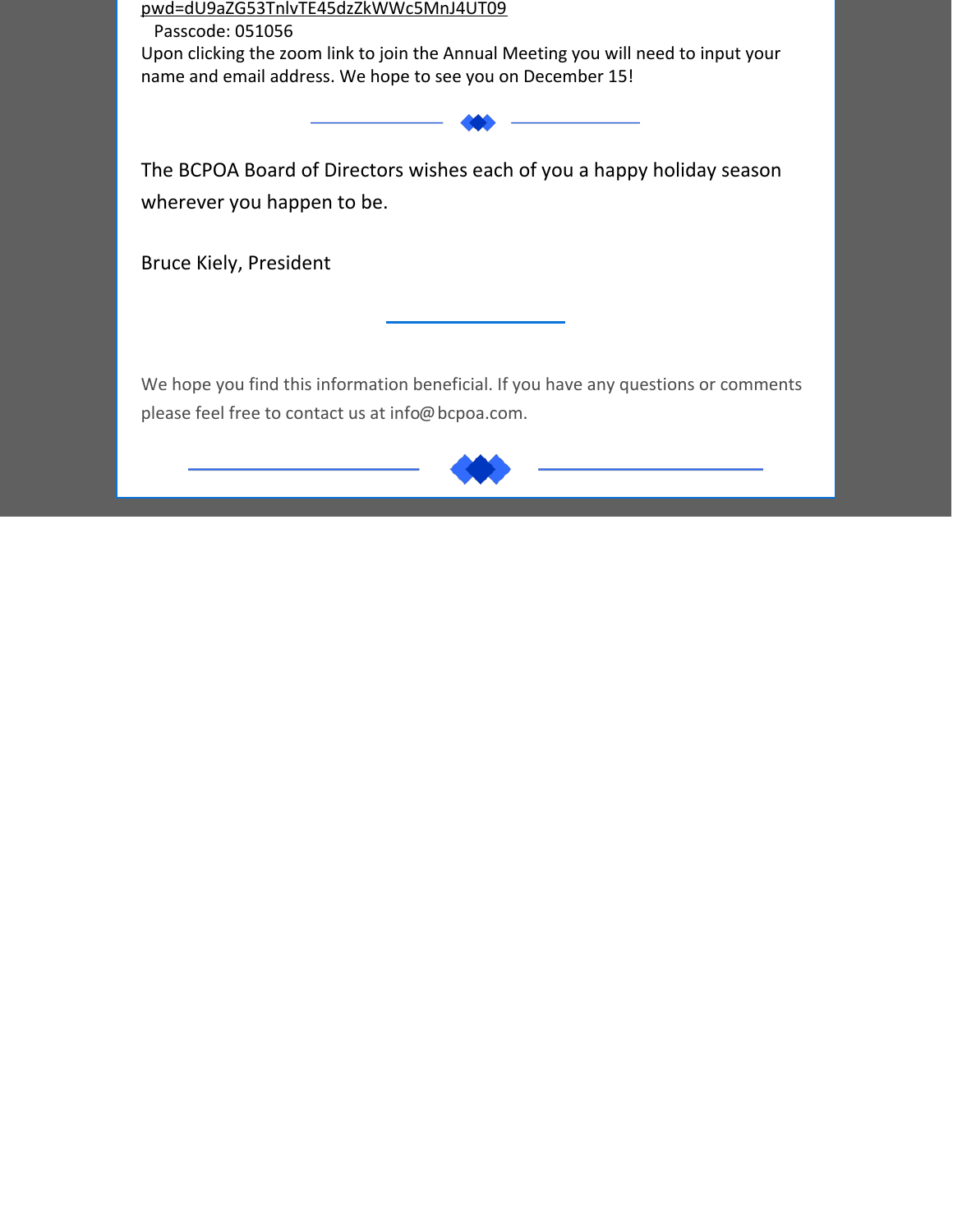pwd=dU9aZG53TnlvTE45dzZkWWc5MnJ4UT09

Passcode: 051056

Upon clicking the zoom link to join the Annual Meeting you will need to input your name and email address. We hope to see you on December 15!

---

The BCPOA Board of Directors wishes each of you a happy holiday season wherever you happen to be.

Bruce Kiely, President

---

We hope you find this information beneficial. If you have any questions or comments please feel free to contact us at info@bcpoa.com.